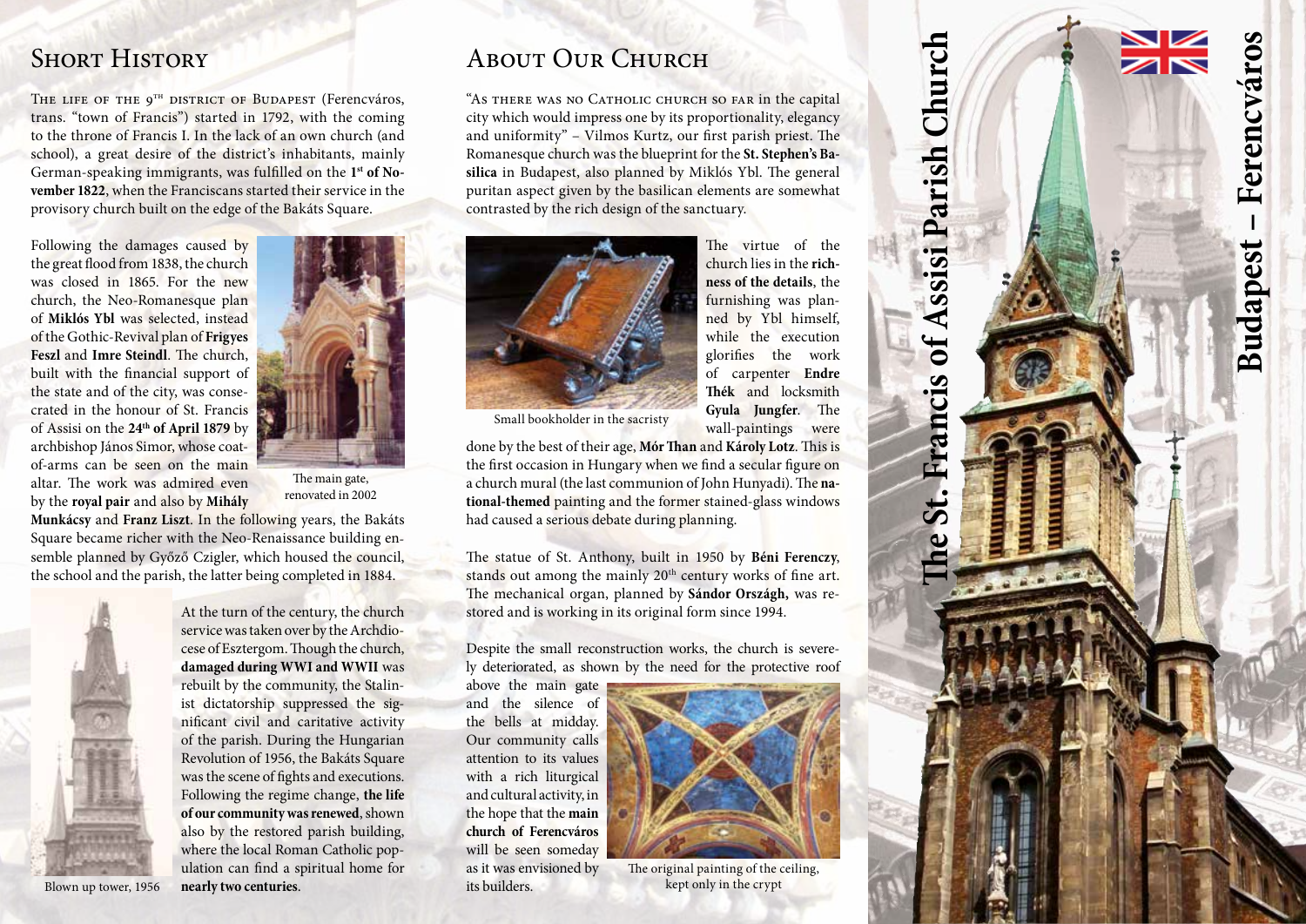# Budapest – Ferencváros

# The St. Francis of Assisi Parish Church

## Short History

The life of the 9th district of Budapest (Ferencváros, trans. "town of Francis") started in 1792, with the coming to the throne of Francis I. In the lack of an own church (and school), a great desire of the district's inhabitants, mainly German-speaking immigrants, was fulfilled on the **1st of November 1822**, when the Franciscans started their service in the provisory church built on the edge of the Bakáts Square.

Following the damages caused by the great flood from 1838, the church was closed in 1865. For the new church, the Neo-Romanesque plan of **Miklós Ybl** was selected, instead of the Gothic-Revival plan of **Frigyes Feszl** and **Imre Steindl**. The church, built with the financial support of the state and of the city, was consecrated in the honour of St. Francis of Assisi on the **24th of April 1879** by archbishop János Simor, whose coat-of-arms can be seen on the main altar. The work was admired even by the **royal pair** and also by **Mihály Munkácsy** and **Franz Liszt**. In the following years, the Bakáts Square became richer with the Neo-Renaissance building ensemble planned by Győző Czigler, which housed the council, the school and the parish, the latter being completed in 1884.

The main gate, renovated in 2002

At the turn of the century, the church service was taken over by the Archdiocese of Esztergom. Though the church, **damaged during WWI and WWII** was rebuilt by the community, the Stalinist dictatorship suppressed the significant civil and caritative activity of the parish. During the Hungarian Revolution of 1956, the Bakáts Square was the scene of fights and executions. Following the regime change, **the life of our community was renewed**, shown also by the restored parish building, where the local Roman Catholic population can find a spiritual home for **nearly two centuries**.

Blown up tower, 1956

## About Our Church

"As there was no Catholic church so far in the capital city which would impress one by its proportionality, elegancy and uniformity" – Vilmos Kurtz, our first parish priest. The Romanesque church was the blueprint for the **St. Stephen's Basilica** in Budapest, also planned by Miklós Ybl. The general puritan aspect given by the basilican elements are somewhat contrasted by the rich design of the sanctuary.

The virtue of the church lies in the **richness of the details**, the furnishing was planned by Ybl himself, while the execution glorifies the work of carpenter **Endre Thék** and locksmith **Gyula Jungfer**. The wall-paintings were done by the best of their age, **Mór Than** and **Károly Lotz**. This is the first occasion in Hungary when we find a secular figure on a church mural (the last communion of John Hunyadi). The **national-themed** painting and the former stained-glass windows had caused a serious debate during planning.

Small bookholder in the sacristy

The statue of St. Anthony, built in 1950 by **Béni Ferenczy**, stands out among the mainly 20th century works of fine art. The mechanical organ, planned by **Sándor Országh,** was restored and is working in its original form since 1994.

Despite the small reconstruction works, the church is severely deteriorated, as shown by the need for the protective roof above the main gate and the silence of the bells at midday. Our community calls attention to its values with a rich liturgical and cultural activity, in the hope that the **main church of Ferencváros** will be seen someday as it was envisioned by its builders.

The original painting of the ceiling, kept only in the crypt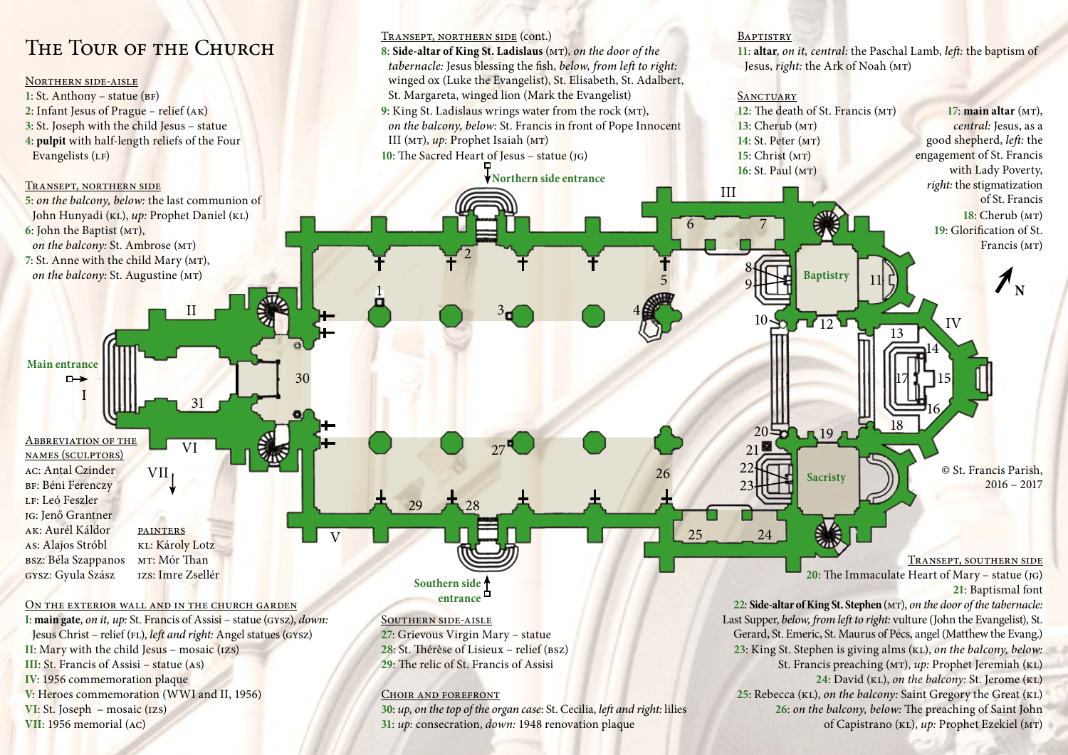# The Tour of the Church

## Northern side-aisle

**1**: St. Anthony – statue (BF)
**2**: Infant Jesus of Prague – relief (AK)
**3**: St. Joseph with the child Jesus – statue
**4**: **pulpit** with half-length reliefs of the Four Evangelists (LF)

## Transept, northern side

**5**: *on the balcony, below:* the last communion of John Hunyadi (KL), *up:* Prophet Daniel (KL)
**6**: John the Baptist (MT), *on the balcony:* St. Ambrose (MT)
**7**: St. Anne with the child Mary (MT), *on the balcony:* St. Augustine (MT)

## Transept, northern side (cont.)

**8**: **Side-altar of King St. Ladislaus** (MT), *on the door of the tabernacle:* Jesus blessing the fish, *below, from left to right:* winged ox (Luke the Evangelist), St. Elisabeth, St. Adalbert, St. Margareta, winged lion (Mark the Evangelist)
**9**: King St. Ladislaus wrings water from the rock (MT), *on the balcony, below:* St. Francis in front of Pope Innocent III (MT), *up:* Prophet Isaiah (MT)
**10**: The Sacred Heart of Jesus – statue (JG)

## Baptistry

**11**: **altar**, *on it, central:* the Paschal Lamb, *left:* the baptism of Jesus, *right:* the Ark of Noah (MT)

## Sanctuary

**12**: The death of St. Francis (MT)
**13**: Cherub (MT)
**14**: St. Peter (MT)
**15**: Christ (MT)
**16**: St. Paul (MT)
**17**: **main altar** (MT), *central:* Jesus, as a good shepherd, *left:* the engagement of St. Francis with Lady Poverty, *right:* the stigmatization of St. Francis
**18**: Cherub (MT)
**19**: Glorification of St. Francis (MT)

Main entrance
Northern side entrance
Southern side entrance
Baptistry
Sacristy
N

© St. Francis Parish, 2016 – 2017

## Abbreviation of the names (sculptors)

AC: Antal Czinder
BF: Béni Ferenczy
LF: Leó Feszler
JG: Jenő Grantner
AK: Aurél Káldor
AS: Alajos Stróbl
BSZ: Béla Szappanos
GYSZ: Gyula Szász

### Painters

KL: Károly Lotz
MT: Mór Than
IZS: Imre Zsellér

## On the exterior wall and in the church garden

**I**: **main gate**, *on it, up:* St. Francis of Assisi – statue (GYSZ), *down:* Jesus Christ – relief (FL), *left and right:* Angel statues (GYSZ)
**II**: Mary with the child Jesus – mosaic (IZS)
**III**: St. Francis of Assisi – statue (AS)
**IV**: 1956 commemoration plaque
**V**: Heroes commemoration (WWI and II, 1956)
**VI**: St. Joseph – mosaic (IZS)
**VII**: 1956 memorial (AC)

## Southern side-aisle

**27**: Grievous Virgin Mary – statue
**28**: St. Thérèse of Lisieux – relief (BSZ)
**29**: The relic of St. Francis of Assisi

## Choir and forefront

**30**: *up, on the top of the organ case*: St. Cecilia, *left and right:* lilies
**31**: *up:* consecration, *down:* 1948 renovation plaque

## Transept, southern side

**20**: The Immaculate Heart of Mary – statue (JG)
**21**: Baptismal font
**22**: **Side-altar of King St. Stephen** (MT), *on the door of the tabernacle:* Last Supper, *below, from left to right:* vulture (John the Evangelist), St. Gerard, St. Emeric, St. Maurus of Pécs, angel (Matthew the Evang.)
**23**: King St. Stephen is giving alms (KL), *on the balcony, below:* St. Francis preaching (MT), *up:* Prophet Jeremiah (KL)
**24**: David (KL), *on the balcony:* St. Jerome (KL)
**25**: Rebecca (KL), *on the balcony:* Saint Gregory the Great (KL)
**26**: *on the balcony, below:* The preaching of Saint John of Capistrano (KL), *up:* Prophet Ezekiel (MT)